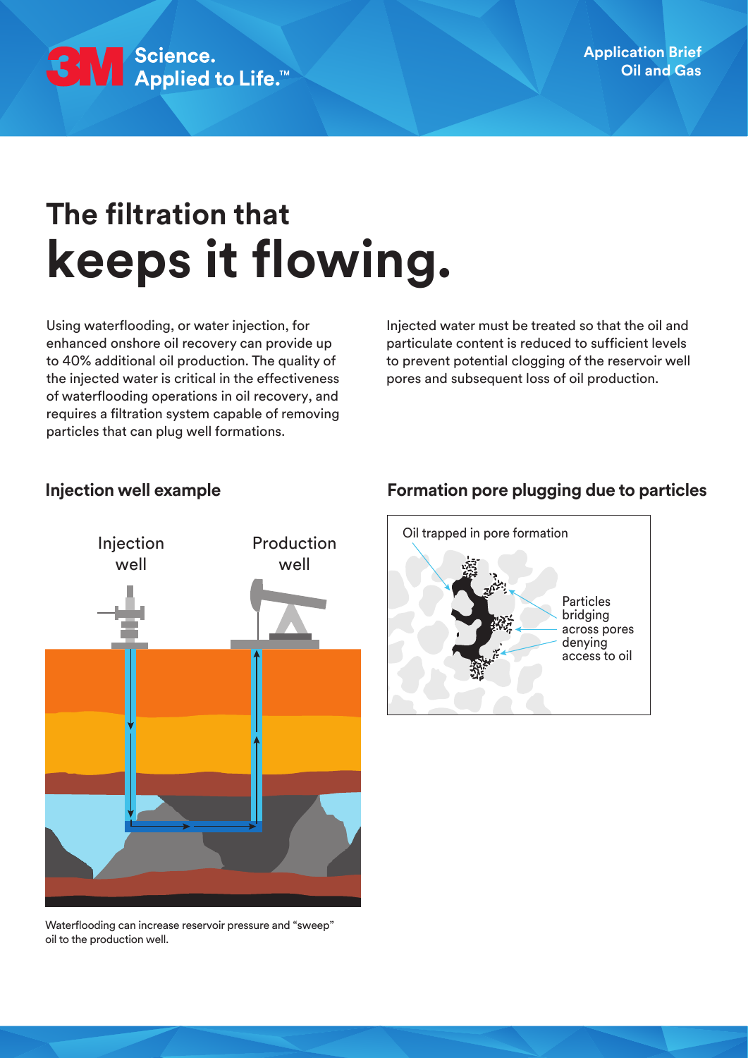Application Brief
Oil and Gas

# The filtration that **keeps it flowing.**

Using waterflooding, or water injection, for enhanced onshore oil recovery can provide up to 40% additional oil production. The quality of the injected water is critical in the effectiveness of waterflooding operations in oil recovery, and requires a filtration system capable of removing particles that can plug well formations.

Injected water must be treated so that the oil and particulate content is reduced to sufficient levels to prevent potential clogging of the reservoir well pores and subsequent loss of oil production.

## Injection well example

Injection well

Production well

Waterflooding can increase reservoir pressure and "sweep" oil to the production well.

## Formation pore plugging due to particles

Oil trapped in pore formation

Particles bridging across pores denying access to oil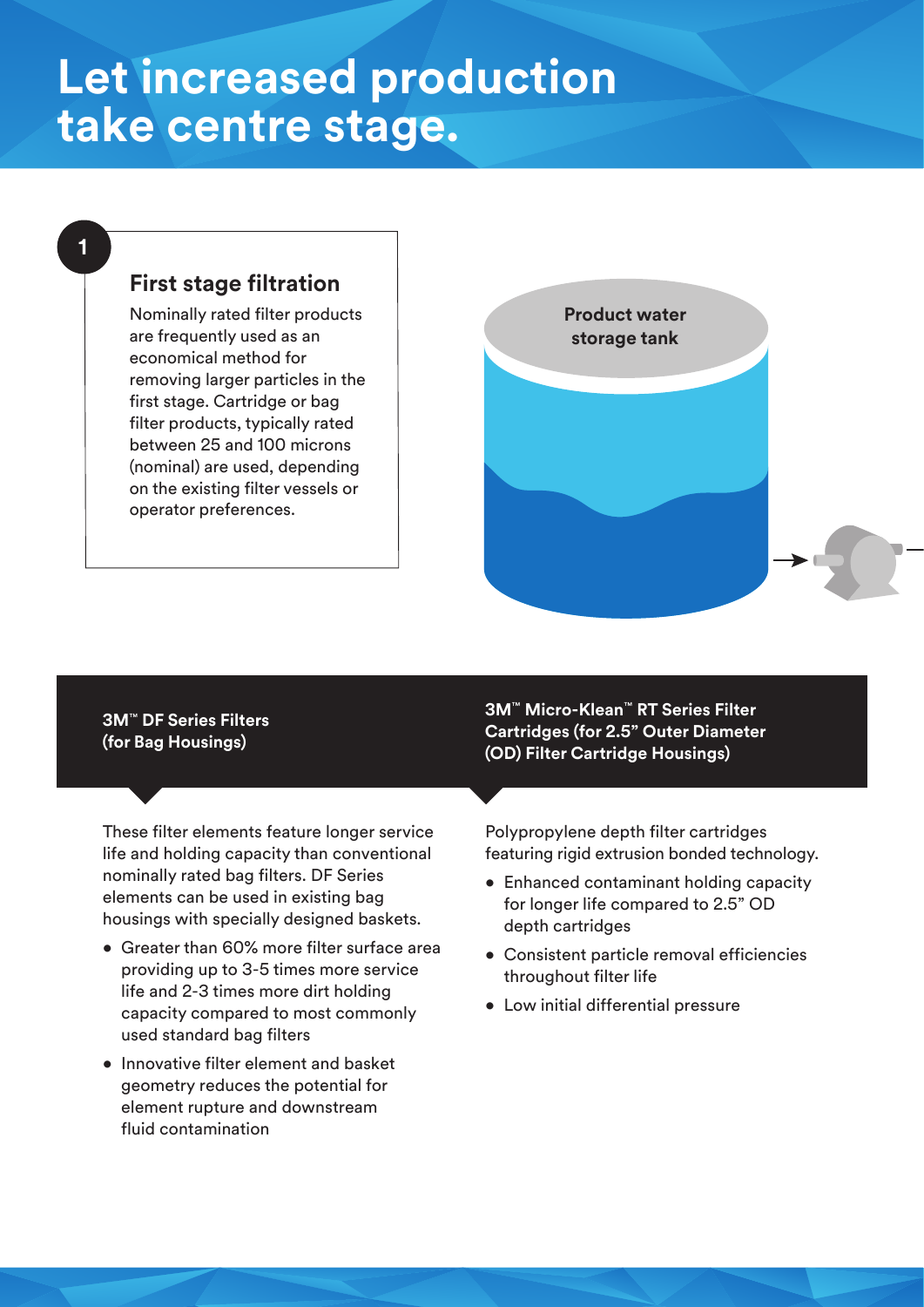# Let increased production take centre stage.

1

## First stage filtration

Nominally rated filter products are frequently used as an economical method for removing larger particles in the first stage. Cartridge or bag filter products, typically rated between 25 and 100 microns (nominal) are used, depending on the existing filter vessels or operator preferences.

Product water storage tank

### 3M™ DF Series Filters (for Bag Housings)

These filter elements feature longer service life and holding capacity than conventional nominally rated bag filters. DF Series elements can be used in existing bag housings with specially designed baskets.

- Greater than 60% more filter surface area providing up to 3-5 times more service life and 2-3 times more dirt holding capacity compared to most commonly used standard bag filters
- Innovative filter element and basket geometry reduces the potential for element rupture and downstream fluid contamination

### 3M™ Micro-Klean™ RT Series Filter Cartridges (for 2.5" Outer Diameter (OD) Filter Cartridge Housings)

Polypropylene depth filter cartridges featuring rigid extrusion bonded technology.

- Enhanced contaminant holding capacity for longer life compared to 2.5" OD depth cartridges
- Consistent particle removal efficiencies throughout filter life
- Low initial differential pressure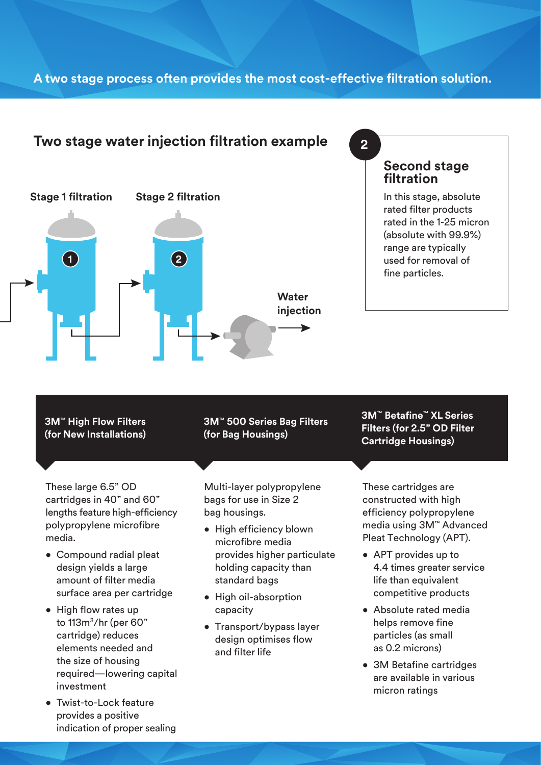**A two stage process often provides the most cost-effective filtration solution.**

## Two stage water injection filtration example

Stage 1 filtration

Stage 2 filtration

Water injection

### 2 Second stage filtration

In this stage, absolute rated filter products rated in the 1-25 micron (absolute with 99.9%) range are typically used for removal of fine particles.

### 3M™ High Flow Filters (for New Installations)

These large 6.5" OD cartridges in 40" and 60" lengths feature high-efficiency polypropylene microfibre media.

- Compound radial pleat design yields a large amount of filter media surface area per cartridge
- High flow rates up to 113m$^3$/hr (per 60" cartridge) reduces elements needed and the size of housing required—lowering capital investment
- Twist-to-Lock feature provides a positive indication of proper sealing

### 3M™ 500 Series Bag Filters (for Bag Housings)

Multi-layer polypropylene bags for use in Size 2 bag housings.

- High efficiency blown microfibre media provides higher particulate holding capacity than standard bags
- High oil-absorption capacity
- Transport/bypass layer design optimises flow and filter life

### 3M™ Betafine™ XL Series Filters (for 2.5" OD Filter Cartridge Housings)

These cartridges are constructed with high efficiency polypropylene media using 3M™ Advanced Pleat Technology (APT).

- APT provides up to 4.4 times greater service life than equivalent competitive products
- Absolute rated media helps remove fine particles (as small as 0.2 microns)
- 3M Betafine cartridges are available in various micron ratings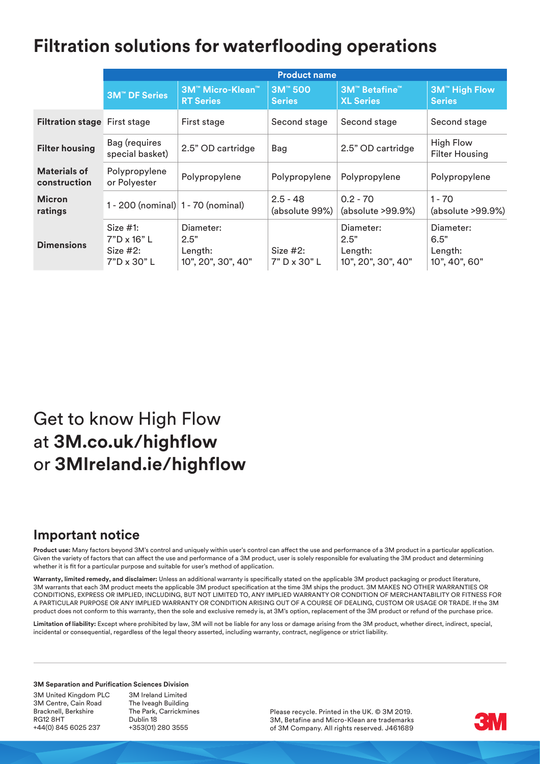# Filtration solutions for waterflooding operations

| | Product name | | | | |
|---|---|---|---|---|---|
| | **3M™ DF Series** | **3M™ Micro-Klean™ RT Series** | **3M™ 500 Series** | **3M™ Betafine™ XL Series** | **3M™ High Flow Series** |
| **Filtration stage** | First stage | First stage | Second stage | Second stage | Second stage |
| **Filter housing** | Bag (requires special basket) | 2.5" OD cartridge | Bag | 2.5" OD cartridge | High Flow Filter Housing |
| **Materials of construction** | Polypropylene or Polyester | Polypropylene | Polypropylene | Polypropylene | Polypropylene |
| **Micron ratings** | 1 - 200 (nominal) | 1 - 70 (nominal) | 2.5 - 48 (absolute 99%) | 0.2 - 70 (absolute >99.9%) | 1 - 70 (absolute >99.9%) |
| **Dimensions** | Size #1: 7"D x 16" L Size #2: 7"D x 30" L | Diameter: 2.5" Length: 10", 20", 30", 40" | Size #2: 7" D x 30" L | Diameter: 2.5" Length: 10", 20", 30", 40" | Diameter: 6.5" Length: 10", 40", 60" |

Get to know High Flow
at **3M.co.uk/highflow**
or **3MIreland.ie/highflow**

## Important notice

**Product use:** Many factors beyond 3M's control and uniquely within user's control can affect the use and performance of a 3M product in a particular application. Given the variety of factors that can affect the use and performance of a 3M product, user is solely responsible for evaluating the 3M product and determining whether it is fit for a particular purpose and suitable for user's method of application.

**Warranty, limited remedy, and disclaimer:** Unless an additional warranty is specifically stated on the applicable 3M product packaging or product literature, 3M warrants that each 3M product meets the applicable 3M product specification at the time 3M ships the product. 3M MAKES NO OTHER WARRANTIES OR CONDITIONS, EXPRESS OR IMPLIED, INCLUDING, BUT NOT LIMITED TO, ANY IMPLIED WARRANTY OR CONDITION OF MERCHANTABILITY OR FITNESS FOR A PARTICULAR PURPOSE OR ANY IMPLIED WARRANTY OR CONDITION ARISING OUT OF A COURSE OF DEALING, CUSTOM OR USAGE OR TRADE. If the 3M product does not conform to this warranty, then the sole and exclusive remedy is, at 3M's option, replacement of the 3M product or refund of the purchase price.

**Limitation of liability:** Except where prohibited by law, 3M will not be liable for any loss or damage arising from the 3M product, whether direct, indirect, special, incidental or consequential, regardless of the legal theory asserted, including warranty, contract, negligence or strict liability.

**3M Separation and Purification Sciences Division**

3M United Kingdom PLC
3M Centre, Cain Road
Bracknell, Berkshire
RG12 8HT
+44(0) 845 6025 237

3M Ireland Limited
The Iveagh Building
The Park, Carrickmines
Dublin 18
+353(01) 280 3555

Please recycle. Printed in the UK. © 3M 2019.
3M, Betafine and Micro-Klean are trademarks of 3M Company. All rights reserved. J461689